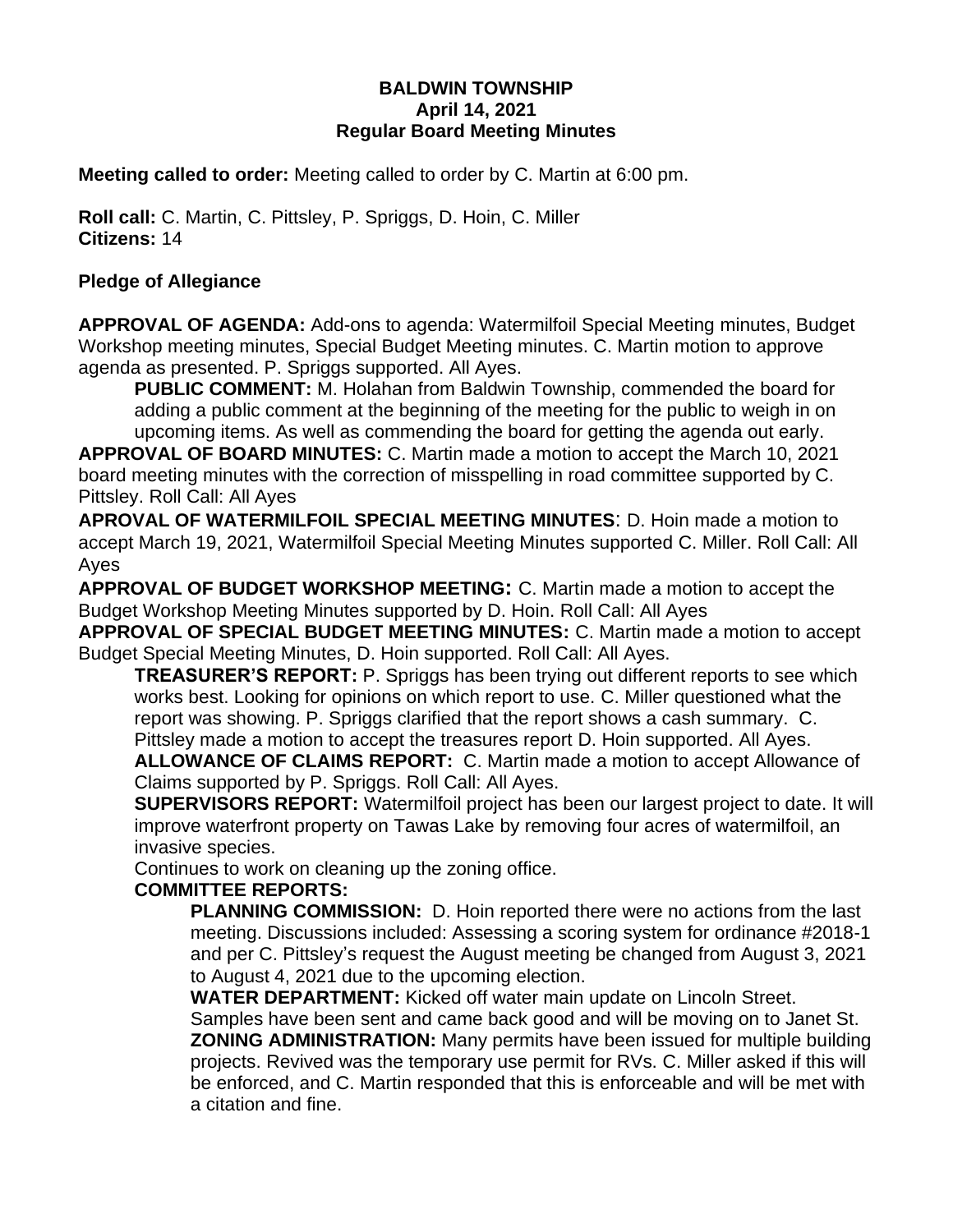**BALDWIN TOWNSHIP**
**April 14, 2021**
**Regular Board Meeting Minutes**

**Meeting called to order:** Meeting called to order by C. Martin at 6:00 pm.

**Roll call:** C. Martin, C. Pittsley, P. Spriggs, D. Hoin, C. Miller
**Citizens:** 14

**Pledge of Allegiance**

**APPROVAL OF AGENDA:** Add-ons to agenda: Watermilfoil Special Meeting minutes, Budget Workshop meeting minutes, Special Budget Meeting minutes. C. Martin motion to approve agenda as presented. P. Spriggs supported. All Ayes.

**PUBLIC COMMENT:** M. Holahan from Baldwin Township, commended the board for adding a public comment at the beginning of the meeting for the public to weigh in on upcoming items. As well as commending the board for getting the agenda out early.

**APPROVAL OF BOARD MINUTES:** C. Martin made a motion to accept the March 10, 2021 board meeting minutes with the correction of misspelling in road committee supported by C. Pittsley. Roll Call: All Ayes

**APROVAL OF WATERMILFOIL SPECIAL MEETING MINUTES**: D. Hoin made a motion to accept March 19, 2021, Watermilfoil Special Meeting Minutes supported C. Miller. Roll Call: All Ayes

**APPROVAL OF BUDGET WORKSHOP MEETING:** C. Martin made a motion to accept the Budget Workshop Meeting Minutes supported by D. Hoin. Roll Call: All Ayes

**APPROVAL OF SPECIAL BUDGET MEETING MINUTES:** C. Martin made a motion to accept Budget Special Meeting Minutes, D. Hoin supported. Roll Call: All Ayes.

**TREASURER'S REPORT:** P. Spriggs has been trying out different reports to see which works best. Looking for opinions on which report to use. C. Miller questioned what the report was showing. P. Spriggs clarified that the report shows a cash summary. C. Pittsley made a motion to accept the treasures report D. Hoin supported. All Ayes.

**ALLOWANCE OF CLAIMS REPORT:** C. Martin made a motion to accept Allowance of Claims supported by P. Spriggs. Roll Call: All Ayes.

**SUPERVISORS REPORT:** Watermilfoil project has been our largest project to date. It will improve waterfront property on Tawas Lake by removing four acres of watermilfoil, an invasive species.

Continues to work on cleaning up the zoning office.

**COMMITTEE REPORTS:**

**PLANNING COMMISSION:** D. Hoin reported there were no actions from the last meeting. Discussions included: Assessing a scoring system for ordinance #2018-1 and per C. Pittsley's request the August meeting be changed from August 3, 2021 to August 4, 2021 due to the upcoming election.

**WATER DEPARTMENT:** Kicked off water main update on Lincoln Street. Samples have been sent and came back good and will be moving on to Janet St.

**ZONING ADMINISTRATION:** Many permits have been issued for multiple building projects. Revived was the temporary use permit for RVs. C. Miller asked if this will be enforced, and C. Martin responded that this is enforceable and will be met with a citation and fine.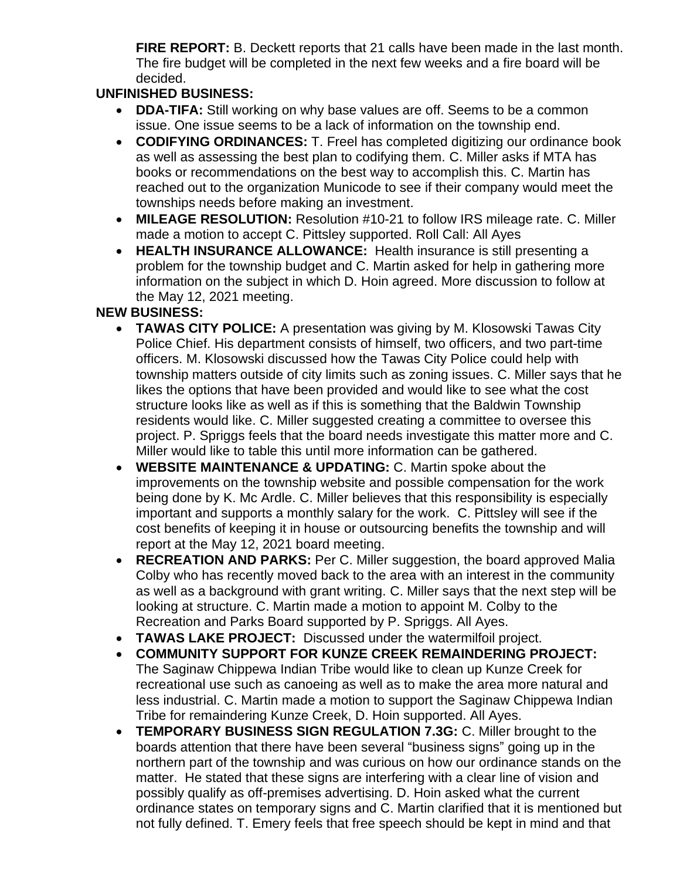**FIRE REPORT:** B. Deckett reports that 21 calls have been made in the last month. The fire budget will be completed in the next few weeks and a fire board will be decided.

**UNFINISHED BUSINESS:**

- **DDA-TIFA:** Still working on why base values are off. Seems to be a common issue. One issue seems to be a lack of information on the township end.
- **CODIFYING ORDINANCES:** T. Freel has completed digitizing our ordinance book as well as assessing the best plan to codifying them. C. Miller asks if MTA has books or recommendations on the best way to accomplish this. C. Martin has reached out to the organization Municode to see if their company would meet the townships needs before making an investment.
- **MILEAGE RESOLUTION:** Resolution #10-21 to follow IRS mileage rate. C. Miller made a motion to accept C. Pittsley supported. Roll Call: All Ayes
- **HEALTH INSURANCE ALLOWANCE:** Health insurance is still presenting a problem for the township budget and C. Martin asked for help in gathering more information on the subject in which D. Hoin agreed. More discussion to follow at the May 12, 2021 meeting.

**NEW BUSINESS:**

- **TAWAS CITY POLICE:** A presentation was giving by M. Klosowski Tawas City Police Chief. His department consists of himself, two officers, and two part-time officers. M. Klosowski discussed how the Tawas City Police could help with township matters outside of city limits such as zoning issues. C. Miller says that he likes the options that have been provided and would like to see what the cost structure looks like as well as if this is something that the Baldwin Township residents would like. C. Miller suggested creating a committee to oversee this project. P. Spriggs feels that the board needs investigate this matter more and C. Miller would like to table this until more information can be gathered.
- **WEBSITE MAINTENANCE & UPDATING:** C. Martin spoke about the improvements on the township website and possible compensation for the work being done by K. Mc Ardle. C. Miller believes that this responsibility is especially important and supports a monthly salary for the work. C. Pittsley will see if the cost benefits of keeping it in house or outsourcing benefits the township and will report at the May 12, 2021 board meeting.
- **RECREATION AND PARKS:** Per C. Miller suggestion, the board approved Malia Colby who has recently moved back to the area with an interest in the community as well as a background with grant writing. C. Miller says that the next step will be looking at structure. C. Martin made a motion to appoint M. Colby to the Recreation and Parks Board supported by P. Spriggs. All Ayes.
- **TAWAS LAKE PROJECT:** Discussed under the watermilfoil project.
- **COMMUNITY SUPPORT FOR KUNZE CREEK REMAINDERING PROJECT:** The Saginaw Chippewa Indian Tribe would like to clean up Kunze Creek for recreational use such as canoeing as well as to make the area more natural and less industrial. C. Martin made a motion to support the Saginaw Chippewa Indian Tribe for remaindering Kunze Creek, D. Hoin supported. All Ayes.
- **TEMPORARY BUSINESS SIGN REGULATION 7.3G:** C. Miller brought to the boards attention that there have been several "business signs" going up in the northern part of the township and was curious on how our ordinance stands on the matter. He stated that these signs are interfering with a clear line of vision and possibly qualify as off-premises advertising. D. Hoin asked what the current ordinance states on temporary signs and C. Martin clarified that it is mentioned but not fully defined. T. Emery feels that free speech should be kept in mind and that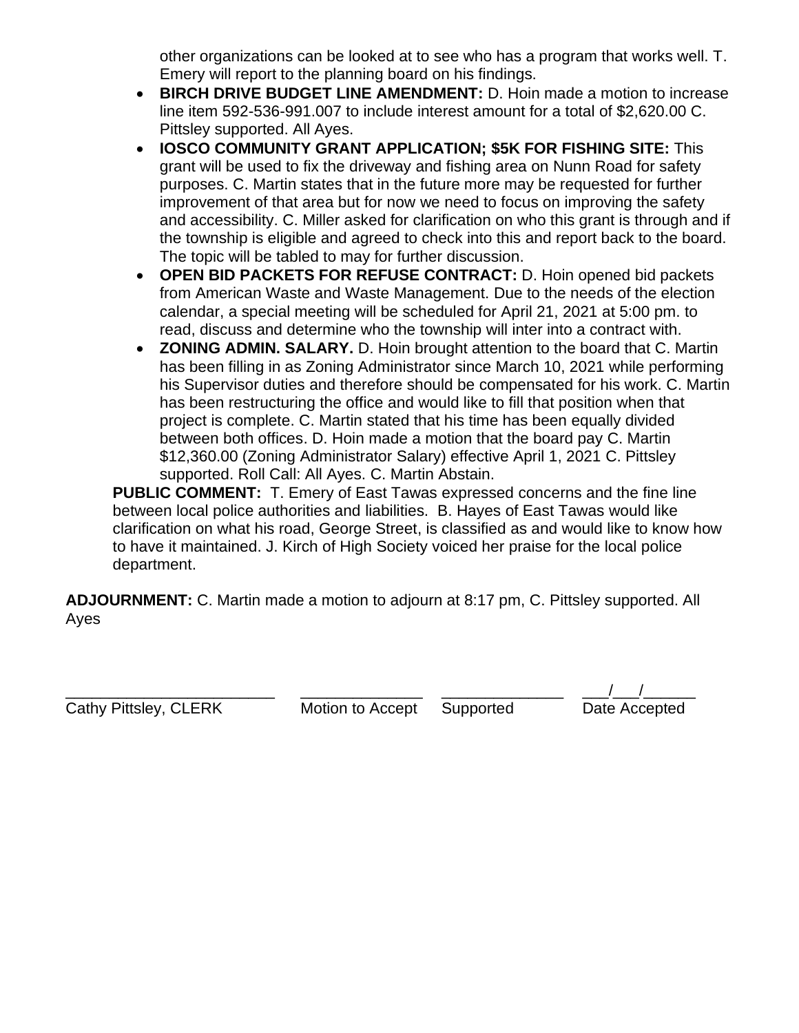other organizations can be looked at to see who has a program that works well. T. Emery will report to the planning board on his findings.

- **BIRCH DRIVE BUDGET LINE AMENDMENT:** D. Hoin made a motion to increase line item 592-536-991.007 to include interest amount for a total of $2,620.00 C. Pittsley supported. All Ayes.
- **IOSCO COMMUNITY GRANT APPLICATION; $5K FOR FISHING SITE:** This grant will be used to fix the driveway and fishing area on Nunn Road for safety purposes. C. Martin states that in the future more may be requested for further improvement of that area but for now we need to focus on improving the safety and accessibility. C. Miller asked for clarification on who this grant is through and if the township is eligible and agreed to check into this and report back to the board. The topic will be tabled to may for further discussion.
- **OPEN BID PACKETS FOR REFUSE CONTRACT:** D. Hoin opened bid packets from American Waste and Waste Management. Due to the needs of the election calendar, a special meeting will be scheduled for April 21, 2021 at 5:00 pm. to read, discuss and determine who the township will inter into a contract with.
- **ZONING ADMIN. SALARY.** D. Hoin brought attention to the board that C. Martin has been filling in as Zoning Administrator since March 10, 2021 while performing his Supervisor duties and therefore should be compensated for his work. C. Martin has been restructuring the office and would like to fill that position when that project is complete. C. Martin stated that his time has been equally divided between both offices. D. Hoin made a motion that the board pay C. Martin $12,360.00 (Zoning Administrator Salary) effective April 1, 2021 C. Pittsley supported. Roll Call: All Ayes. C. Martin Abstain.

**PUBLIC COMMENT:** T. Emery of East Tawas expressed concerns and the fine line between local police authorities and liabilities. B. Hayes of East Tawas would like clarification on what his road, George Street, is classified as and would like to know how to have it maintained. J. Kirch of High Society voiced her praise for the local police department.

**ADJOURNMENT:** C. Martin made a motion to adjourn at 8:17 pm, C. Pittsley supported. All Ayes

| | | | |
|---|---|---|---|
| ________________________ | ______________ | ______________ | ___/___/______ |
| Cathy Pittsley, CLERK | Motion to Accept | Supported | Date Accepted |